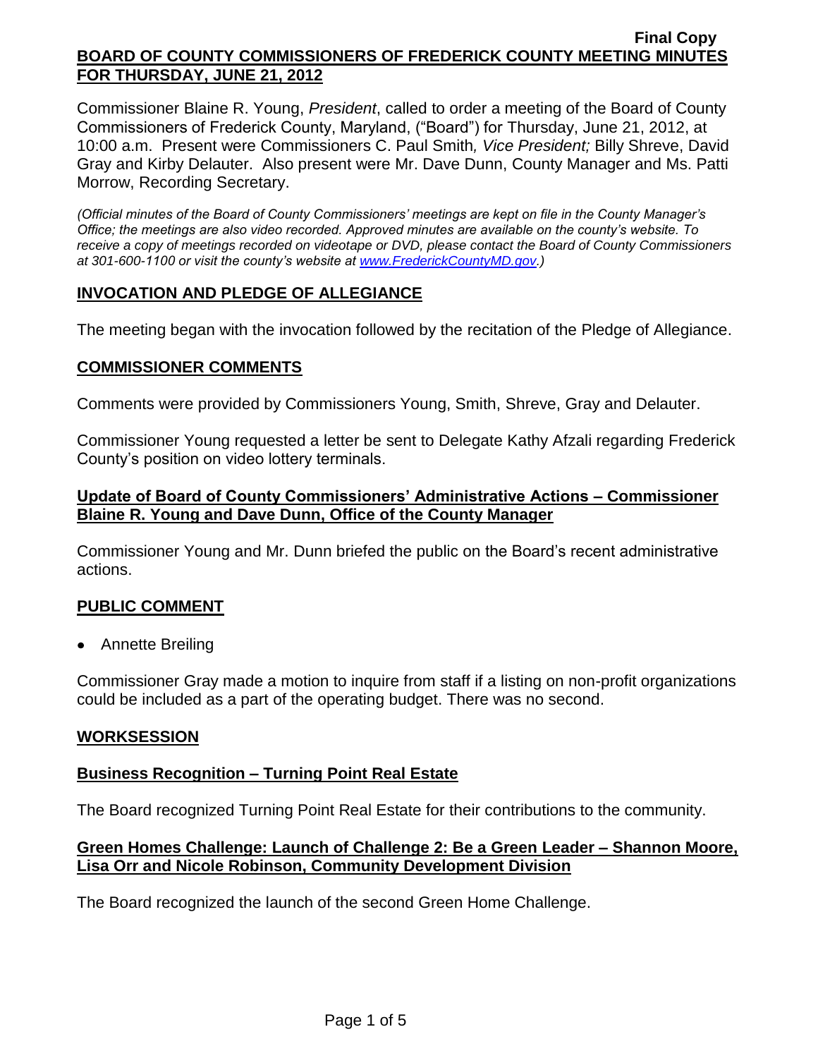**Final Copy**

**BOARD OF COUNTY COMMISSIONERS OF FREDERICK COUNTY MEETING MINUTES FOR THURSDAY, JUNE 21, 2012**

Commissioner Blaine R. Young, *President*, called to order a meeting of the Board of County Commissioners of Frederick County, Maryland, ("Board") for Thursday, June 21, 2012, at 10:00 a.m. Present were Commissioners C. Paul Smith*, Vice President;* Billy Shreve, David Gray and Kirby Delauter. Also present were Mr. Dave Dunn, County Manager and Ms. Patti Morrow, Recording Secretary.

*(Official minutes of the Board of County Commissioners' meetings are kept on file in the County Manager's Office; the meetings are also video recorded. Approved minutes are available on the county's website. To receive a copy of meetings recorded on videotape or DVD, please contact the Board of County Commissioners at 301-600-1100 or visit the county's website at www.FrederickCountyMD.gov.)*

## INVOCATION AND PLEDGE OF ALLEGIANCE

The meeting began with the invocation followed by the recitation of the Pledge of Allegiance.

## COMMISSIONER COMMENTS

Comments were provided by Commissioners Young, Smith, Shreve, Gray and Delauter.

Commissioner Young requested a letter be sent to Delegate Kathy Afzali regarding Frederick County's position on video lottery terminals.

### Update of Board of County Commissioners' Administrative Actions – Commissioner Blaine R. Young and Dave Dunn, Office of the County Manager

Commissioner Young and Mr. Dunn briefed the public on the Board's recent administrative actions.

## PUBLIC COMMENT

- Annette Breiling

Commissioner Gray made a motion to inquire from staff if a listing on non-profit organizations could be included as a part of the operating budget. There was no second.

## WORKSESSION

### Business Recognition – Turning Point Real Estate

The Board recognized Turning Point Real Estate for their contributions to the community.

### Green Homes Challenge: Launch of Challenge 2: Be a Green Leader – Shannon Moore, Lisa Orr and Nicole Robinson, Community Development Division

The Board recognized the launch of the second Green Home Challenge.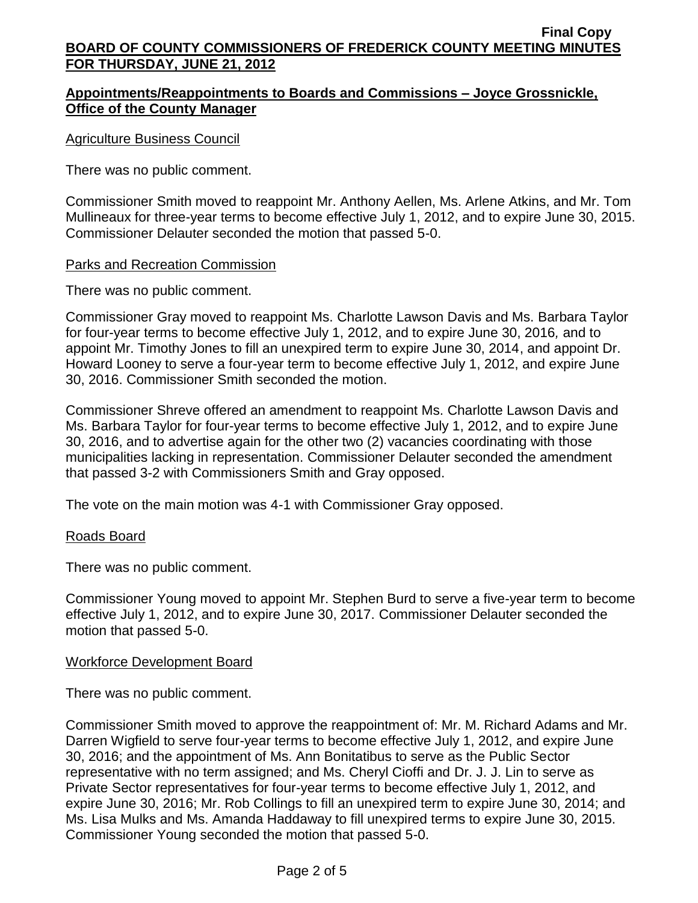## Appointments/Reappointments to Boards and Commissions – Joyce Grossnickle, Office of the County Manager

### Agriculture Business Council

There was no public comment.

Commissioner Smith moved to reappoint Mr. Anthony Aellen, Ms. Arlene Atkins, and Mr. Tom Mullineaux for three-year terms to become effective July 1, 2012, and to expire June 30, 2015. Commissioner Delauter seconded the motion that passed 5-0.

### Parks and Recreation Commission

There was no public comment.

Commissioner Gray moved to reappoint Ms. Charlotte Lawson Davis and Ms. Barbara Taylor for four-year terms to become effective July 1, 2012, and to expire June 30, 2016*,* and to appoint Mr. Timothy Jones to fill an unexpired term to expire June 30, 2014, and appoint Dr. Howard Looney to serve a four-year term to become effective July 1, 2012, and expire June 30, 2016. Commissioner Smith seconded the motion.

Commissioner Shreve offered an amendment to reappoint Ms. Charlotte Lawson Davis and Ms. Barbara Taylor for four-year terms to become effective July 1, 2012, and to expire June 30, 2016, and to advertise again for the other two (2) vacancies coordinating with those municipalities lacking in representation. Commissioner Delauter seconded the amendment that passed 3-2 with Commissioners Smith and Gray opposed.

The vote on the main motion was 4-1 with Commissioner Gray opposed.

### Roads Board

There was no public comment.

Commissioner Young moved to appoint Mr. Stephen Burd to serve a five-year term to become effective July 1, 2012, and to expire June 30, 2017. Commissioner Delauter seconded the motion that passed 5-0.

### Workforce Development Board

There was no public comment.

Commissioner Smith moved to approve the reappointment of: Mr. M. Richard Adams and Mr. Darren Wigfield to serve four-year terms to become effective July 1, 2012, and expire June 30, 2016; and the appointment of Ms. Ann Bonitatibus to serve as the Public Sector representative with no term assigned; and Ms. Cheryl Cioffi and Dr. J. J. Lin to serve as Private Sector representatives for four-year terms to become effective July 1, 2012, and expire June 30, 2016; Mr. Rob Collings to fill an unexpired term to expire June 30, 2014; and Ms. Lisa Mulks and Ms. Amanda Haddaway to fill unexpired terms to expire June 30, 2015. Commissioner Young seconded the motion that passed 5-0.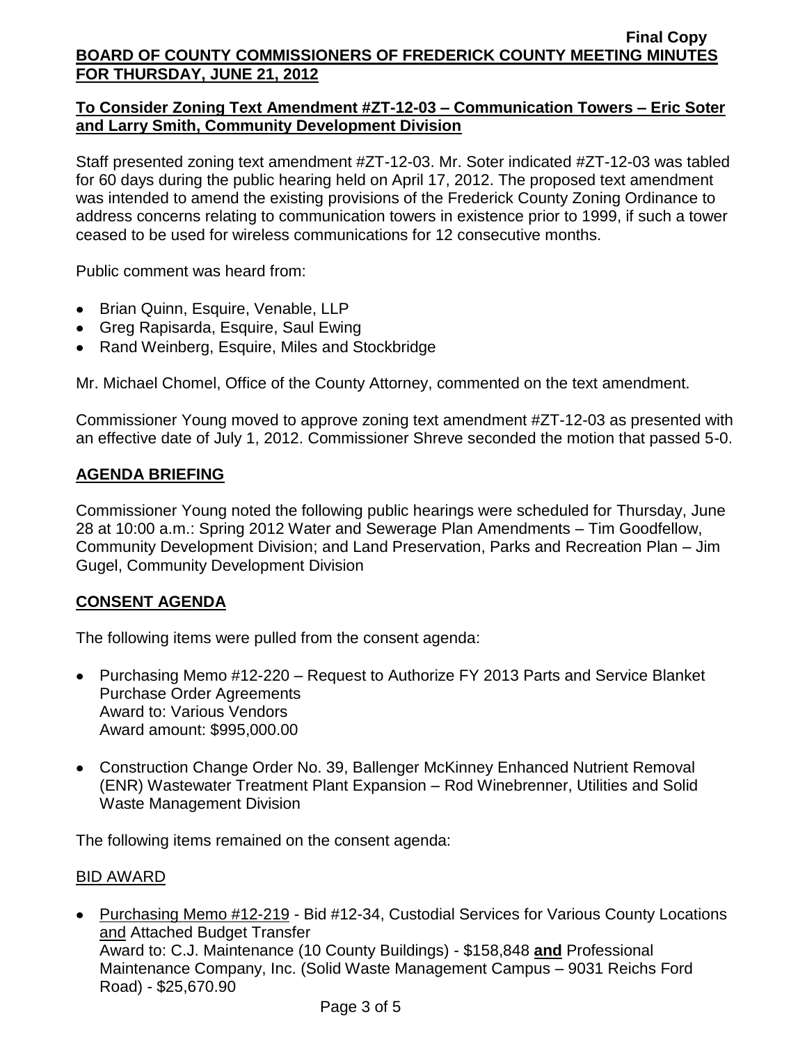## To Consider Zoning Text Amendment #ZT-12-03 – Communication Towers – Eric Soter and Larry Smith, Community Development Division

Staff presented zoning text amendment #ZT-12-03. Mr. Soter indicated #ZT-12-03 was tabled for 60 days during the public hearing held on April 17, 2012. The proposed text amendment was intended to amend the existing provisions of the Frederick County Zoning Ordinance to address concerns relating to communication towers in existence prior to 1999, if such a tower ceased to be used for wireless communications for 12 consecutive months.

Public comment was heard from:

- Brian Quinn, Esquire, Venable, LLP
- Greg Rapisarda, Esquire, Saul Ewing
- Rand Weinberg, Esquire, Miles and Stockbridge

Mr. Michael Chomel, Office of the County Attorney, commented on the text amendment.

Commissioner Young moved to approve zoning text amendment #ZT-12-03 as presented with an effective date of July 1, 2012. Commissioner Shreve seconded the motion that passed 5-0.

## AGENDA BRIEFING

Commissioner Young noted the following public hearings were scheduled for Thursday, June 28 at 10:00 a.m.: Spring 2012 Water and Sewerage Plan Amendments – Tim Goodfellow, Community Development Division; and Land Preservation, Parks and Recreation Plan – Jim Gugel, Community Development Division

## CONSENT AGENDA

The following items were pulled from the consent agenda:

- Purchasing Memo #12-220 – Request to Authorize FY 2013 Parts and Service Blanket Purchase Order Agreements
  Award to: Various Vendors
  Award amount: $995,000.00

- Construction Change Order No. 39, Ballenger McKinney Enhanced Nutrient Removal (ENR) Wastewater Treatment Plant Expansion – Rod Winebrenner, Utilities and Solid Waste Management Division

The following items remained on the consent agenda:

### BID AWARD

- Purchasing Memo #12-219 - Bid #12-34, Custodial Services for Various County Locations and Attached Budget Transfer
  Award to: C.J. Maintenance (10 County Buildings) - $158,848 **and** Professional Maintenance Company, Inc. (Solid Waste Management Campus – 9031 Reichs Ford Road) - $25,670.90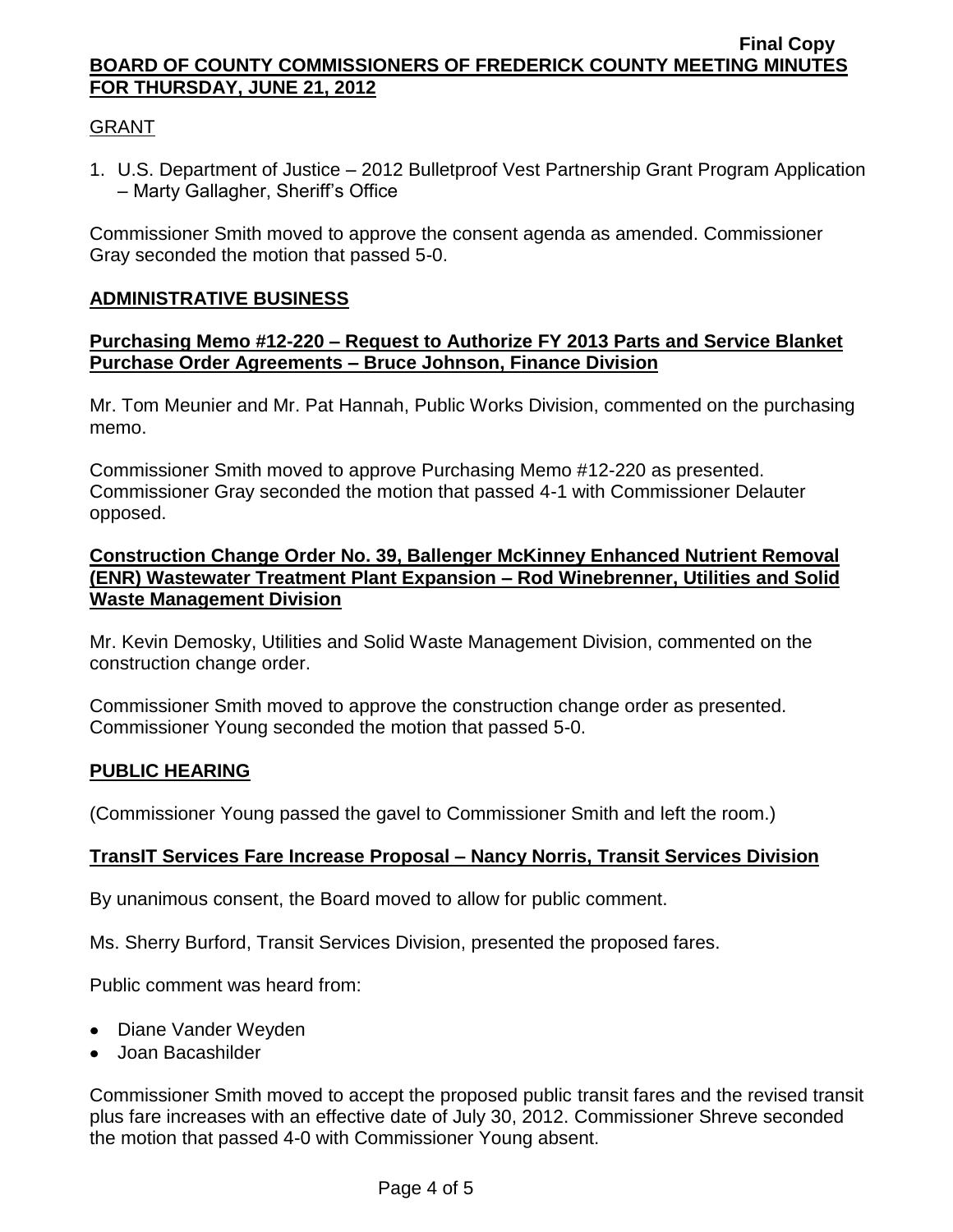GRANT

1. U.S. Department of Justice – 2012 Bulletproof Vest Partnership Grant Program Application – Marty Gallagher, Sheriff's Office

Commissioner Smith moved to approve the consent agenda as amended. Commissioner Gray seconded the motion that passed 5-0.

## ADMINISTRATIVE BUSINESS

### Purchasing Memo #12-220 – Request to Authorize FY 2013 Parts and Service Blanket Purchase Order Agreements – Bruce Johnson, Finance Division

Mr. Tom Meunier and Mr. Pat Hannah, Public Works Division, commented on the purchasing memo.

Commissioner Smith moved to approve Purchasing Memo #12-220 as presented. Commissioner Gray seconded the motion that passed 4-1 with Commissioner Delauter opposed.

### Construction Change Order No. 39, Ballenger McKinney Enhanced Nutrient Removal (ENR) Wastewater Treatment Plant Expansion – Rod Winebrenner, Utilities and Solid Waste Management Division

Mr. Kevin Demosky, Utilities and Solid Waste Management Division, commented on the construction change order.

Commissioner Smith moved to approve the construction change order as presented. Commissioner Young seconded the motion that passed 5-0.

## PUBLIC HEARING

(Commissioner Young passed the gavel to Commissioner Smith and left the room.)

### TransIT Services Fare Increase Proposal – Nancy Norris, Transit Services Division

By unanimous consent, the Board moved to allow for public comment.

Ms. Sherry Burford, Transit Services Division, presented the proposed fares.

Public comment was heard from:

- Diane Vander Weyden
- Joan Bacashilder

Commissioner Smith moved to accept the proposed public transit fares and the revised transit plus fare increases with an effective date of July 30, 2012. Commissioner Shreve seconded the motion that passed 4-0 with Commissioner Young absent.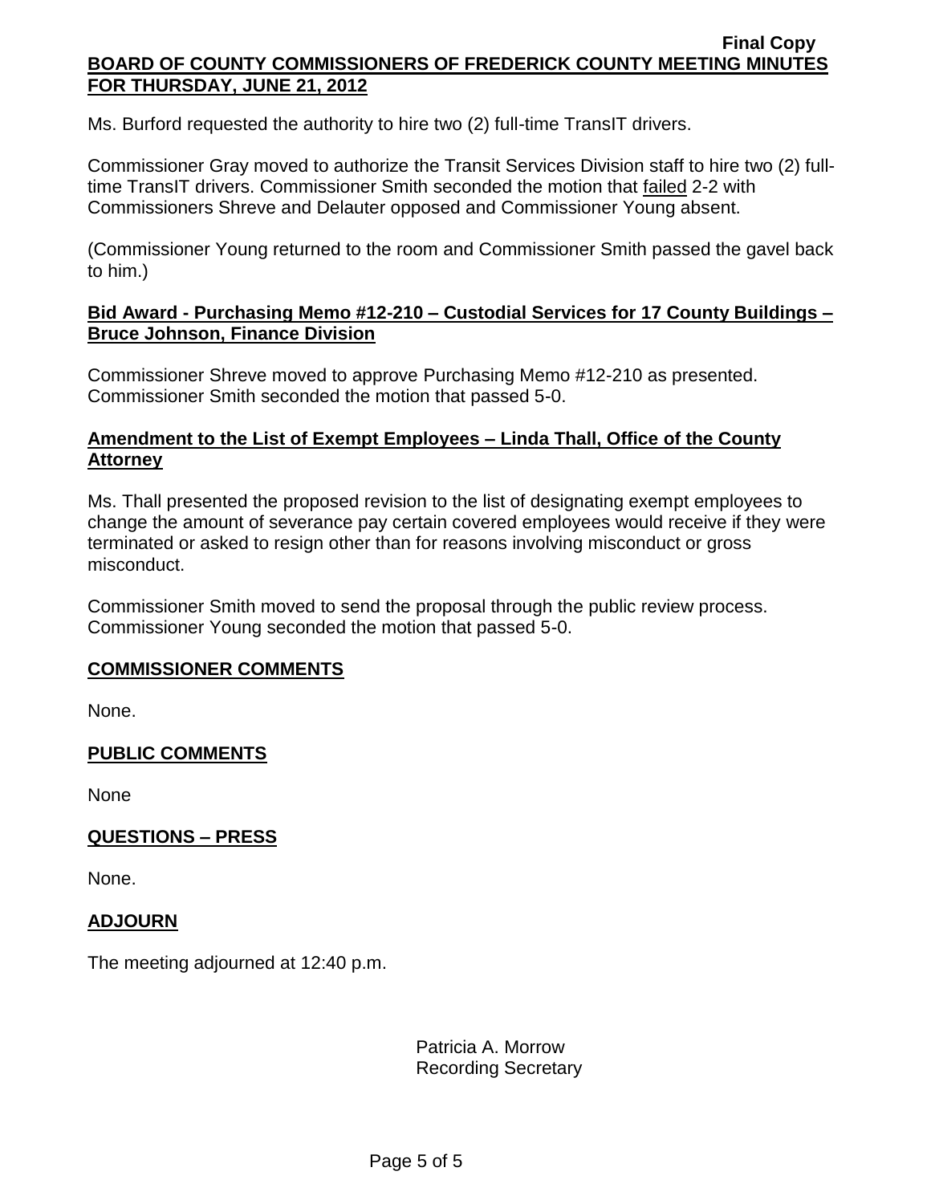Ms. Burford requested the authority to hire two (2) full-time TransIT drivers.

Commissioner Gray moved to authorize the Transit Services Division staff to hire two (2) full-time TransIT drivers. Commissioner Smith seconded the motion that failed 2-2 with Commissioners Shreve and Delauter opposed and Commissioner Young absent.

(Commissioner Young returned to the room and Commissioner Smith passed the gavel back to him.)

**Bid Award - Purchasing Memo #12-210 – Custodial Services for 17 County Buildings – Bruce Johnson, Finance Division**

Commissioner Shreve moved to approve Purchasing Memo #12-210 as presented. Commissioner Smith seconded the motion that passed 5-0.

**Amendment to the List of Exempt Employees – Linda Thall, Office of the County Attorney**

Ms. Thall presented the proposed revision to the list of designating exempt employees to change the amount of severance pay certain covered employees would receive if they were terminated or asked to resign other than for reasons involving misconduct or gross misconduct.

Commissioner Smith moved to send the proposal through the public review process. Commissioner Young seconded the motion that passed 5-0.

## COMMISSIONER COMMENTS

None.

## PUBLIC COMMENTS

None

## QUESTIONS – PRESS

None.

## ADJOURN

The meeting adjourned at 12:40 p.m.

Patricia A. Morrow
Recording Secretary